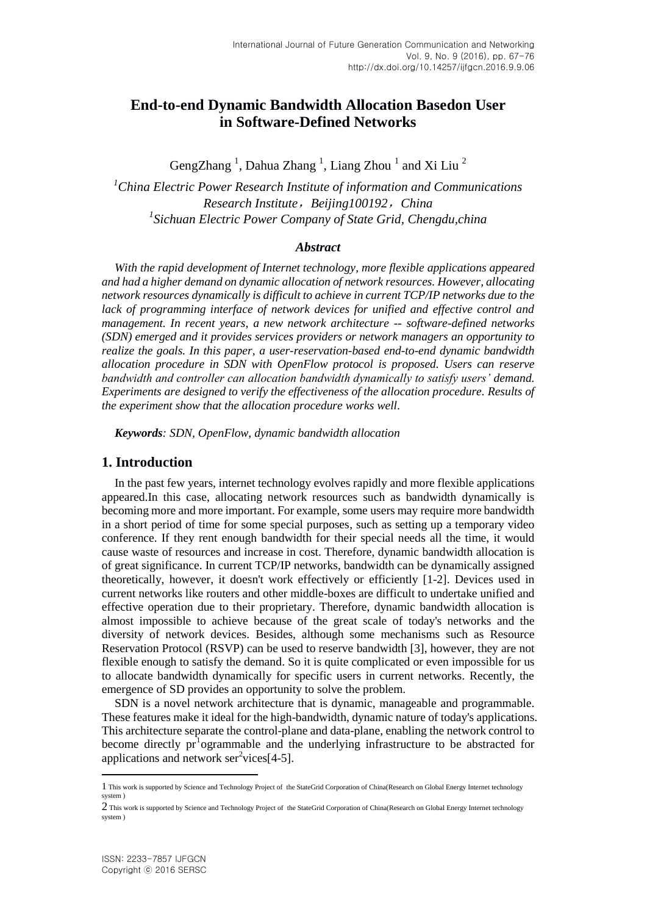# End-to-end Dynamic Bandwidth Allocation Basedon User in Software-Defined Networks

GengZhang [1], Dahua Zhang [1], Liang Zhou [1] and Xi Liu [2]

[1]*China Electric Power Research Institute of information and Communications Research Institute，Beijing100192，China*
[1]*Sichuan Electric Power Company of State Grid, Chengdu,china*

### *Abstract*

*With the rapid development of Internet technology, more flexible applications appeared and had a higher demand on dynamic allocation of network resources. However, allocating network resources dynamically is difficult to achieve in current TCP/IP networks due to the lack of programming interface of network devices for unified and effective control and management. In recent years, a new network architecture -- software-defined networks (SDN) emerged and it provides services providers or network managers an opportunity to realize the goals. In this paper, a user-reservation-based end-to-end dynamic bandwidth allocation procedure in SDN with OpenFlow protocol is proposed. Users can reserve bandwidth and controller can allocation bandwidth dynamically to satisfy users' demand. Experiments are designed to verify the effectiveness of the allocation procedure. Results of the experiment show that the allocation procedure works well.*

***Keywords**: SDN, OpenFlow, dynamic bandwidth allocation*

## 1. Introduction

In the past few years, internet technology evolves rapidly and more flexible applications appeared.In this case, allocating network resources such as bandwidth dynamically is becoming more and more important. For example, some users may require more bandwidth in a short period of time for some special purposes, such as setting up a temporary video conference. If they rent enough bandwidth for their special needs all the time, it would cause waste of resources and increase in cost. Therefore, dynamic bandwidth allocation is of great significance. In current TCP/IP networks, bandwidth can be dynamically assigned theoretically, however, it doesn't work effectively or efficiently [1-2]. Devices used in current networks like routers and other middle-boxes are difficult to undertake unified and effective operation due to their proprietary. Therefore, dynamic bandwidth allocation is almost impossible to achieve because of the great scale of today's networks and the diversity of network devices. Besides, although some mechanisms such as Resource Reservation Protocol (RSVP) can be used to reserve bandwidth [3], however, they are not flexible enough to satisfy the demand. So it is quite complicated or even impossible for us to allocate bandwidth dynamically for specific users in current networks. Recently, the emergence of SD provides an opportunity to solve the problem.

SDN is a novel network architecture that is dynamic, manageable and programmable. These features make it ideal for the high-bandwidth, dynamic nature of today's applications. This architecture separate the control-plane and data-plane, enabling the network control to become directly pr[1]ogrammable and the underlying infrastructure to be abstracted for applications and network ser[2]vices[4-5].

---

1 This work is supported by Science and Technology Project of the StateGrid Corporation of China(Research on Global Energy Internet technology system )

2 This work is supported by Science and Technology Project of the StateGrid Corporation of China(Research on Global Energy Internet technology system )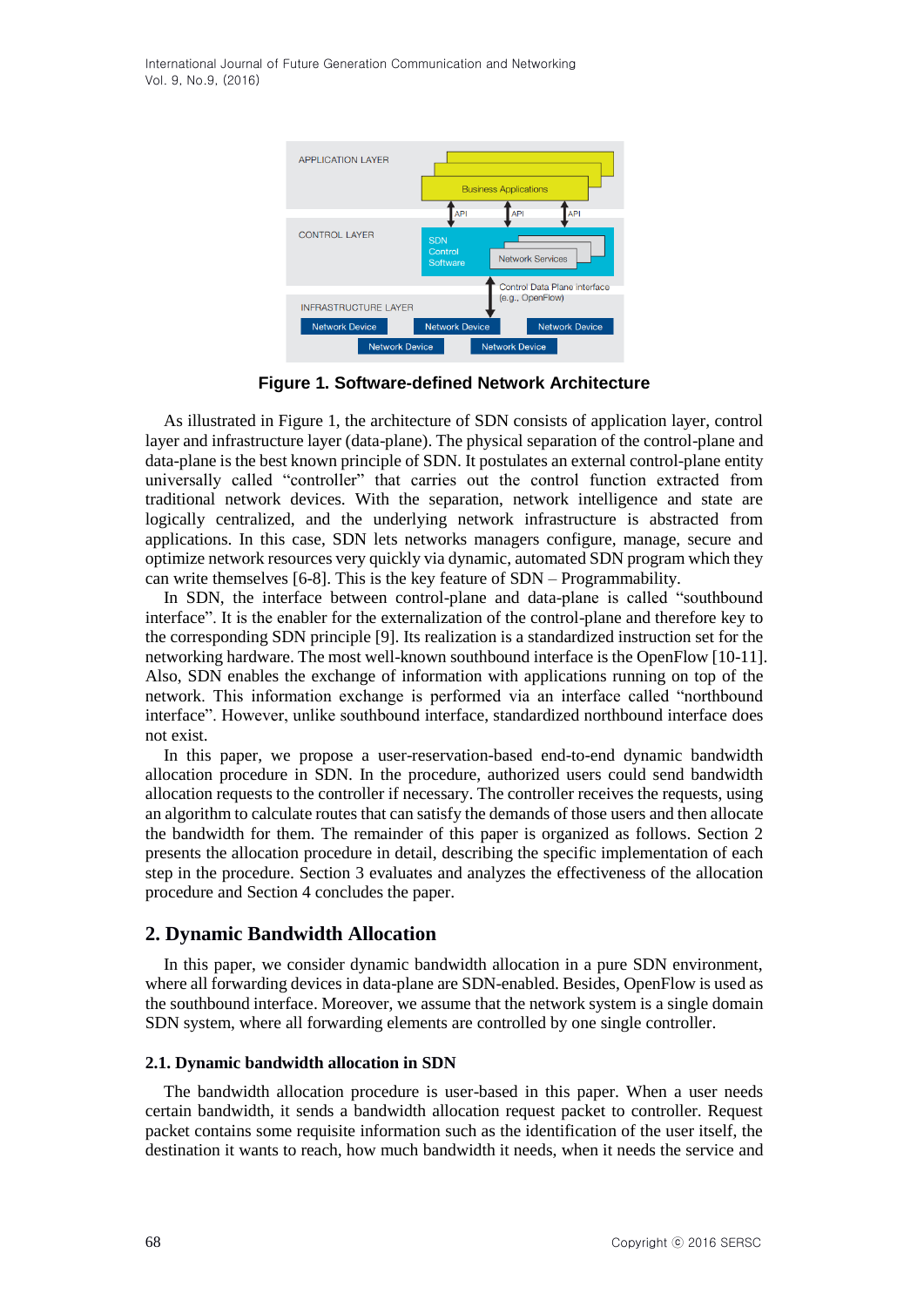**Figure 1. Software-defined Network Architecture**

As illustrated in Figure 1, the architecture of SDN consists of application layer, control layer and infrastructure layer (data-plane). The physical separation of the control-plane and data-plane is the best known principle of SDN. It postulates an external control-plane entity universally called "controller" that carries out the control function extracted from traditional network devices. With the separation, network intelligence and state are logically centralized, and the underlying network infrastructure is abstracted from applications. In this case, SDN lets networks managers configure, manage, secure and optimize network resources very quickly via dynamic, automated SDN program which they can write themselves [6-8]. This is the key feature of SDN – Programmability.

In SDN, the interface between control-plane and data-plane is called "southbound interface". It is the enabler for the externalization of the control-plane and therefore key to the corresponding SDN principle [9]. Its realization is a standardized instruction set for the networking hardware. The most well-known southbound interface is the OpenFlow [10-11]. Also, SDN enables the exchange of information with applications running on top of the network. This information exchange is performed via an interface called "northbound interface". However, unlike southbound interface, standardized northbound interface does not exist.

In this paper, we propose a user-reservation-based end-to-end dynamic bandwidth allocation procedure in SDN. In the procedure, authorized users could send bandwidth allocation requests to the controller if necessary. The controller receives the requests, using an algorithm to calculate routes that can satisfy the demands of those users and then allocate the bandwidth for them. The remainder of this paper is organized as follows. Section 2 presents the allocation procedure in detail, describing the specific implementation of each step in the procedure. Section 3 evaluates and analyzes the effectiveness of the allocation procedure and Section 4 concludes the paper.

## 2. Dynamic Bandwidth Allocation

In this paper, we consider dynamic bandwidth allocation in a pure SDN environment, where all forwarding devices in data-plane are SDN-enabled. Besides, OpenFlow is used as the southbound interface. Moreover, we assume that the network system is a single domain SDN system, where all forwarding elements are controlled by one single controller.

### 2.1. Dynamic bandwidth allocation in SDN

The bandwidth allocation procedure is user-based in this paper. When a user needs certain bandwidth, it sends a bandwidth allocation request packet to controller. Request packet contains some requisite information such as the identification of the user itself, the destination it wants to reach, how much bandwidth it needs, when it needs the service and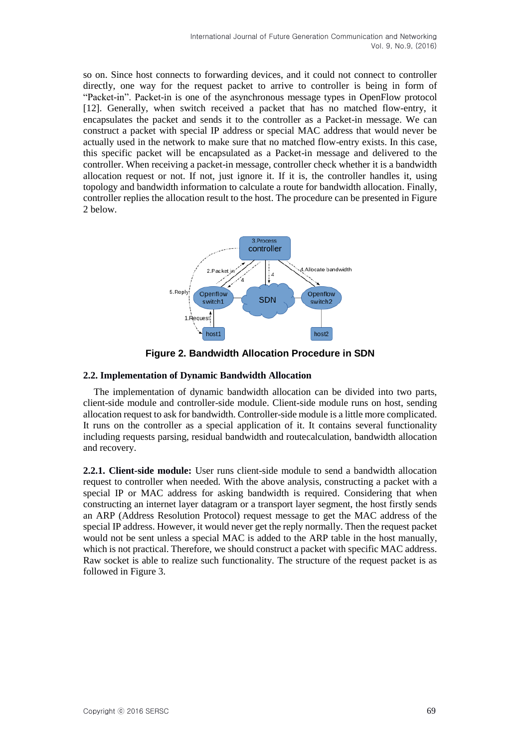so on. Since host connects to forwarding devices, and it could not connect to controller directly, one way for the request packet to arrive to controller is being in form of "Packet-in". Packet-in is one of the asynchronous message types in OpenFlow protocol [12]. Generally, when switch received a packet that has no matched flow-entry, it encapsulates the packet and sends it to the controller as a Packet-in message. We can construct a packet with special IP address or special MAC address that would never be actually used in the network to make sure that no matched flow-entry exists. In this case, this specific packet will be encapsulated as a Packet-in message and delivered to the controller. When receiving a packet-in message, controller check whether it is a bandwidth allocation request or not. If not, just ignore it. If it is, the controller handles it, using topology and bandwidth information to calculate a route for bandwidth allocation. Finally, controller replies the allocation result to the host. The procedure can be presented in Figure 2 below.

**Figure 2. Bandwidth Allocation Procedure in SDN**

### 2.2. Implementation of Dynamic Bandwidth Allocation

The implementation of dynamic bandwidth allocation can be divided into two parts, client-side module and controller-side module. Client-side module runs on host, sending allocation request to ask for bandwidth. Controller-side module is a little more complicated. It runs on the controller as a special application of it. It contains several functionality including requests parsing, residual bandwidth and routecalculation, bandwidth allocation and recovery.

**2.2.1. Client-side module:** User runs client-side module to send a bandwidth allocation request to controller when needed. With the above analysis, constructing a packet with a special IP or MAC address for asking bandwidth is required. Considering that when constructing an internet layer datagram or a transport layer segment, the host firstly sends an ARP (Address Resolution Protocol) request message to get the MAC address of the special IP address. However, it would never get the reply normally. Then the request packet would not be sent unless a special MAC is added to the ARP table in the host manually, which is not practical. Therefore, we should construct a packet with specific MAC address. Raw socket is able to realize such functionality. The structure of the request packet is as followed in Figure 3.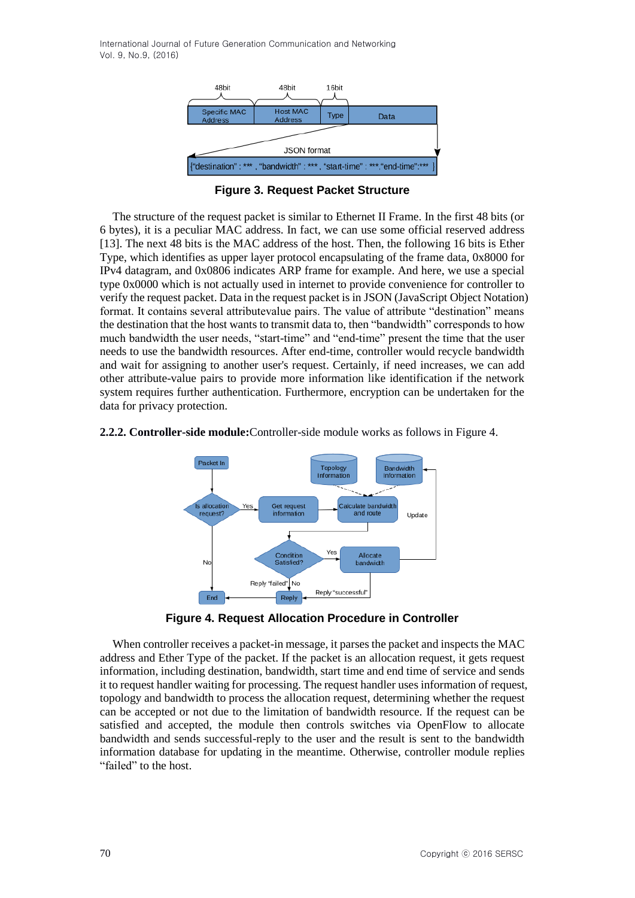**Figure 3. Request Packet Structure**

The structure of the request packet is similar to Ethernet II Frame. In the first 48 bits (or 6 bytes), it is a peculiar MAC address. In fact, we can use some official reserved address [13]. The next 48 bits is the MAC address of the host. Then, the following 16 bits is Ether Type, which identifies as upper layer protocol encapsulating of the frame data, 0x8000 for IPv4 datagram, and 0x0806 indicates ARP frame for example. And here, we use a special type 0x0000 which is not actually used in internet to provide convenience for controller to verify the request packet. Data in the request packet is in JSON (JavaScript Object Notation) format. It contains several attributevalue pairs. The value of attribute "destination" means the destination that the host wants to transmit data to, then "bandwidth" corresponds to how much bandwidth the user needs, "start-time" and "end-time" present the time that the user needs to use the bandwidth resources. After end-time, controller would recycle bandwidth and wait for assigning to another user's request. Certainly, if need increases, we can add other attribute-value pairs to provide more information like identification if the network system requires further authentication. Furthermore, encryption can be undertaken for the data for privacy protection.

**2.2.2. Controller-side module:** Controller-side module works as follows in Figure 4.

**Figure 4. Request Allocation Procedure in Controller**

When controller receives a packet-in message, it parses the packet and inspects the MAC address and Ether Type of the packet. If the packet is an allocation request, it gets request information, including destination, bandwidth, start time and end time of service and sends it to request handler waiting for processing. The request handler uses information of request, topology and bandwidth to process the allocation request, determining whether the request can be accepted or not due to the limitation of bandwidth resource. If the request can be satisfied and accepted, the module then controls switches via OpenFlow to allocate bandwidth and sends successful-reply to the user and the result is sent to the bandwidth information database for updating in the meantime. Otherwise, controller module replies "failed" to the host.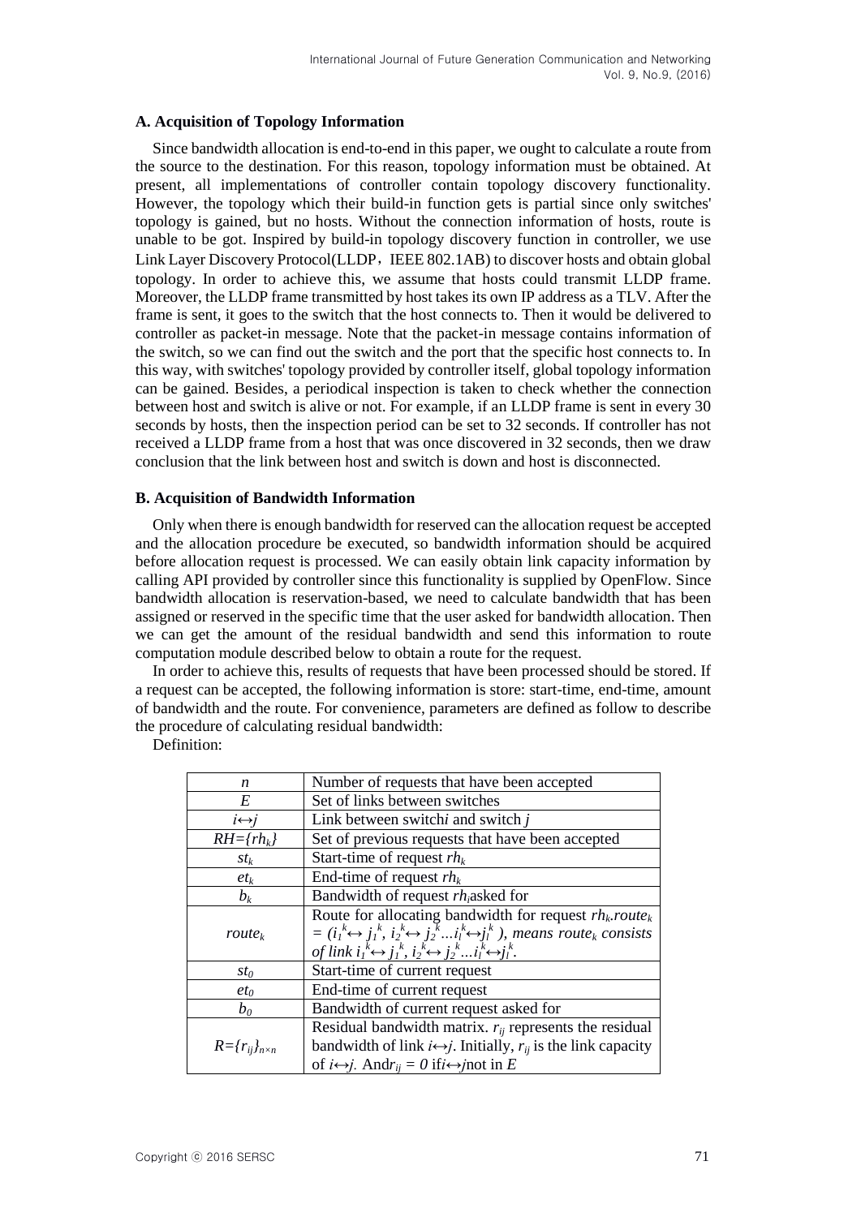### A. Acquisition of Topology Information

Since bandwidth allocation is end-to-end in this paper, we ought to calculate a route from the source to the destination. For this reason, topology information must be obtained. At present, all implementations of controller contain topology discovery functionality. However, the topology which their build-in function gets is partial since only switches' topology is gained, but no hosts. Without the connection information of hosts, route is unable to be got. Inspired by build-in topology discovery function in controller, we use Link Layer Discovery Protocol(LLDP，IEEE 802.1AB) to discover hosts and obtain global topology. In order to achieve this, we assume that hosts could transmit LLDP frame. Moreover, the LLDP frame transmitted by host takes its own IP address as a TLV. After the frame is sent, it goes to the switch that the host connects to. Then it would be delivered to controller as packet-in message. Note that the packet-in message contains information of the switch, so we can find out the switch and the port that the specific host connects to. In this way, with switches' topology provided by controller itself, global topology information can be gained. Besides, a periodical inspection is taken to check whether the connection between host and switch is alive or not. For example, if an LLDP frame is sent in every 30 seconds by hosts, then the inspection period can be set to 32 seconds. If controller has not received a LLDP frame from a host that was once discovered in 32 seconds, then we draw conclusion that the link between host and switch is down and host is disconnected.

### B. Acquisition of Bandwidth Information

Only when there is enough bandwidth for reserved can the allocation request be accepted and the allocation procedure be executed, so bandwidth information should be acquired before allocation request is processed. We can easily obtain link capacity information by calling API provided by controller since this functionality is supplied by OpenFlow. Since bandwidth allocation is reservation-based, we need to calculate bandwidth that has been assigned or reserved in the specific time that the user asked for bandwidth allocation. Then we can get the amount of the residual bandwidth and send this information to route computation module described below to obtain a route for the request.

In order to achieve this, results of requests that have been processed should be stored. If a request can be accepted, the following information is store: start-time, end-time, amount of bandwidth and the route. For convenience, parameters are defined as follow to describe the procedure of calculating residual bandwidth:

Definition:

| | |
|---|---|
| $n$ | Number of requests that have been accepted |
| $E$ | Set of links between switches |
| $i\leftrightarrow j$ | Link between switch $i$ and switch $j$ |
| $RH=\{rh_k\}$ | Set of previous requests that have been accepted |
| $st_k$ | Start-time of request $rh_k$ |
| $et_k$ | End-time of request $rh_k$ |
| $b_k$ | Bandwidth of request $rh_i$ asked for |
| $route_k$ | Route for allocating bandwidth for request $rh_k$. $route_k = (i_1^k\leftrightarrow j_1^k, i_2^k\leftrightarrow j_2^k ... i_l^k\leftrightarrow j_l^k)$, *means* $route_k$ *consists of link* $i_1^k\leftrightarrow j_1^k, i_2^k\leftrightarrow j_2^k ... i_l^k\leftrightarrow j_l^k$. |
| $st_0$ | Start-time of current request |
| $et_0$ | End-time of current request |
| $b_0$ | Bandwidth of current request asked for |
| $R=\{r_{ij}\}_{n\times n}$ | Residual bandwidth matrix. $r_{ij}$ represents the residual bandwidth of link $i\leftrightarrow j$. Initially, $r_{ij}$ is the link capacity of $i\leftrightarrow j$. And $r_{ij} = 0$ if $i\leftrightarrow j$ not in $E$ |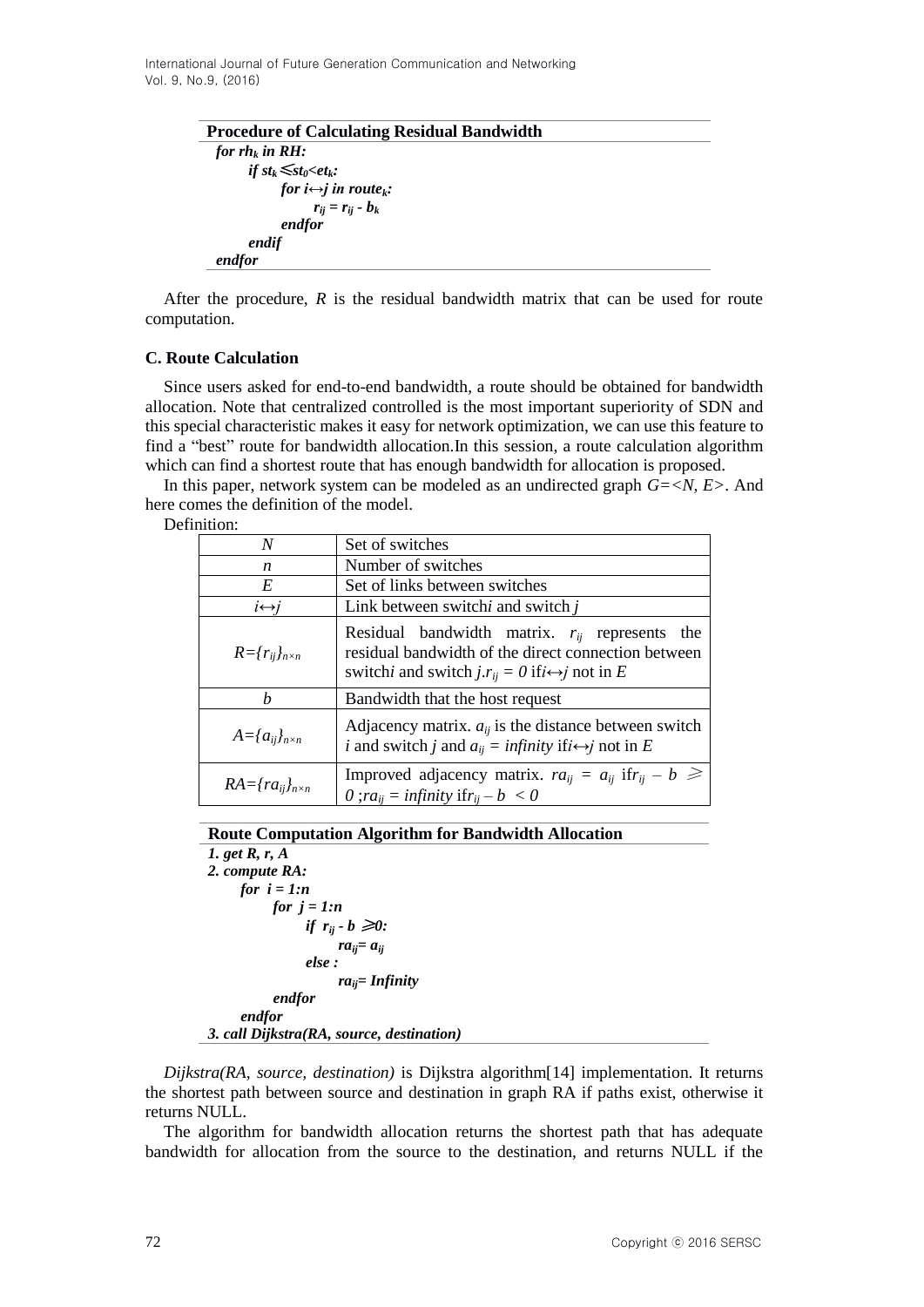**Procedure of Calculating Residual Bandwidth**

```
for rh_k in RH:
    if st_k ≤ st_0 < et_k:
        for i↔j in route_k:
            r_ij = r_ij - b_k
        endfor
    endif
endfor
```

After the procedure, $R$ is the residual bandwidth matrix that can be used for route computation.

### C. Route Calculation

Since users asked for end-to-end bandwidth, a route should be obtained for bandwidth allocation. Note that centralized controlled is the most important superiority of SDN and this special characteristic makes it easy for network optimization, we can use this feature to find a "best" route for bandwidth allocation.In this session, a route calculation algorithm which can find a shortest route that has enough bandwidth for allocation is proposed.

In this paper, network system can be modeled as an undirected graph $G=<N, E>$. And here comes the definition of the model.

Definition:

| | |
|---|---|
| $N$ | Set of switches |
| $n$ | Number of switches |
| $E$ | Set of links between switches |
| $i\leftrightarrow j$ | Link between switch$i$ and switch $j$ |
| $R=\{r_{ij}\}_{n\times n}$ | Residual bandwidth matrix. $r_{ij}$ represents the residual bandwidth of the direct connection between switch$i$ and switch $j$.$r_{ij} = 0$ if$i\leftrightarrow j$ not in $E$ |
| $b$ | Bandwidth that the host request |
| $A=\{a_{ij}\}_{n\times n}$ | Adjacency matrix. $a_{ij}$ is the distance between switch $i$ and switch $j$ and $a_{ij} = infinity$ if$i\leftrightarrow j$ not in $E$ |
| $RA=\{ra_{ij}\}_{n\times n}$ | Improved adjacency matrix. $ra_{ij} = a_{ij}$ if$r_{ij} - b \geqslant 0$ ;$ra_{ij} = infinity$ if$r_{ij} - b < 0$ |

**Route Computation Algorithm for Bandwidth Allocation**

```
1. get R, r, A
2. compute RA:
    for i = 1:n
        for j = 1:n
            if r_ij - b ≥0:
                ra_ij= a_ij
            else :
                ra_ij= Infinity
        endfor
    endfor
3. call Dijkstra(RA, source, destination)
```

*Dijkstra(RA, source, destination)* is Dijkstra algorithm[14] implementation. It returns the shortest path between source and destination in graph RA if paths exist, otherwise it returns NULL.

The algorithm for bandwidth allocation returns the shortest path that has adequate bandwidth for allocation from the source to the destination, and returns NULL if the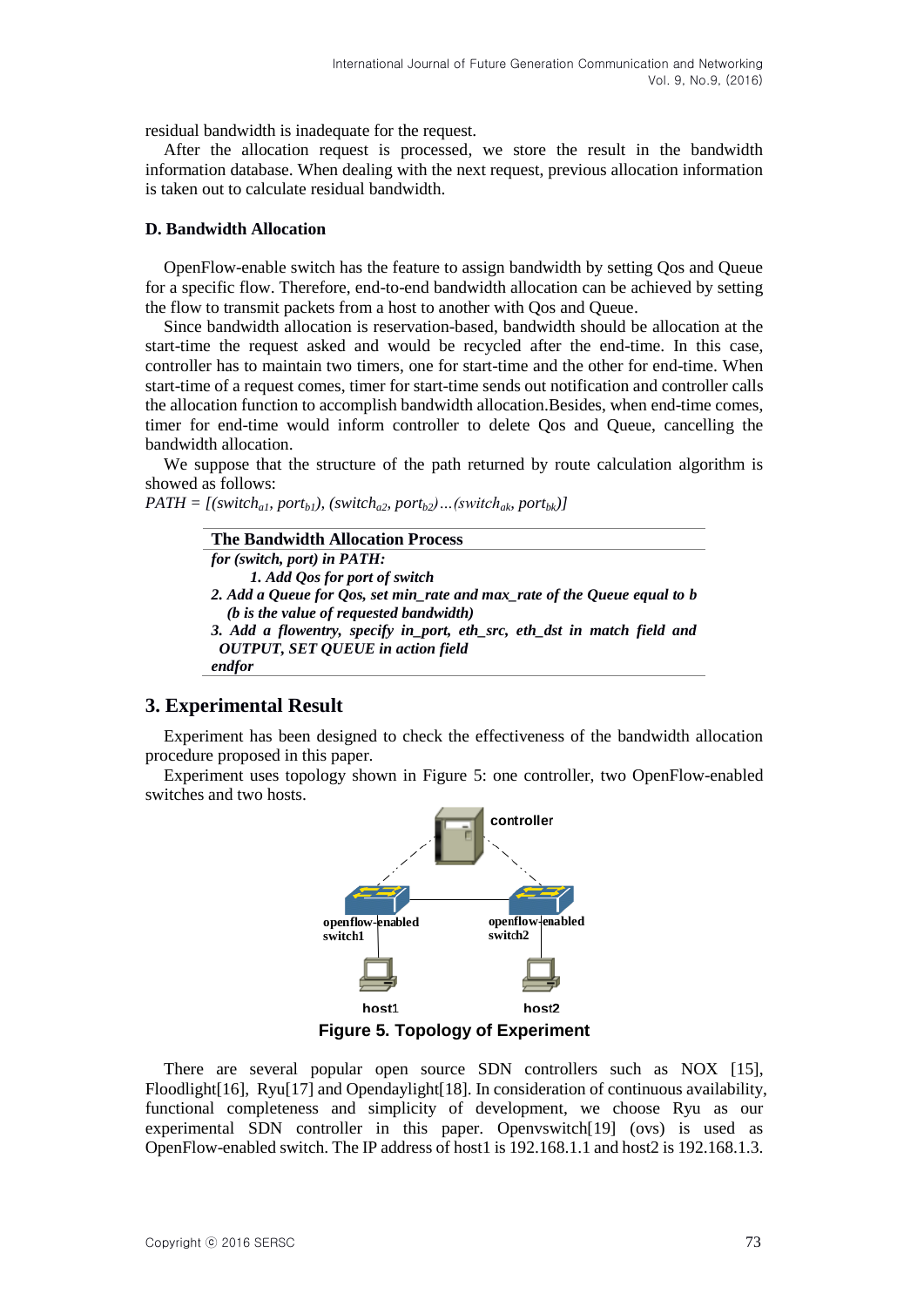residual bandwidth is inadequate for the request.

After the allocation request is processed, we store the result in the bandwidth information database. When dealing with the next request, previous allocation information is taken out to calculate residual bandwidth.

### D. Bandwidth Allocation

OpenFlow-enable switch has the feature to assign bandwidth by setting Qos and Queue for a specific flow. Therefore, end-to-end bandwidth allocation can be achieved by setting the flow to transmit packets from a host to another with Qos and Queue.

Since bandwidth allocation is reservation-based, bandwidth should be allocation at the start-time the request asked and would be recycled after the end-time. In this case, controller has to maintain two timers, one for start-time and the other for end-time. When start-time of a request comes, timer for start-time sends out notification and controller calls the allocation function to accomplish bandwidth allocation.Besides, when end-time comes, timer for end-time would inform controller to delete Qos and Queue, cancelling the bandwidth allocation.

We suppose that the structure of the path returned by route calculation algorithm is showed as follows:

$PATH = [(switch_{a1}, port_{b1}), (switch_{a2}, port_{b2})\ldots(switch_{ak}, port_{bk})]$

**The Bandwidth Allocation Process**

***for (switch, port) in PATH:***

***1. Add Qos for port of switch***

***2. Add a Queue for Qos, set min_rate and max_rate of the Queue equal to b (b is the value of requested bandwidth)***

***3. Add a flowentry, specify in_port, eth_src, eth_dst in match field and OUTPUT, SET QUEUE in action field***

***endfor***

## 3. Experimental Result

Experiment has been designed to check the effectiveness of the bandwidth allocation procedure proposed in this paper.

Experiment uses topology shown in Figure 5: one controller, two OpenFlow-enabled switches and two hosts.

**Figure 5. Topology of Experiment**

There are several popular open source SDN controllers such as NOX [15], Floodlight[16], Ryu[17] and Opendaylight[18]. In consideration of continuous availability, functional completeness and simplicity of development, we choose Ryu as our experimental SDN controller in this paper. Openvswitch[19] (ovs) is used as OpenFlow-enabled switch. The IP address of host1 is 192.168.1.1 and host2 is 192.168.1.3.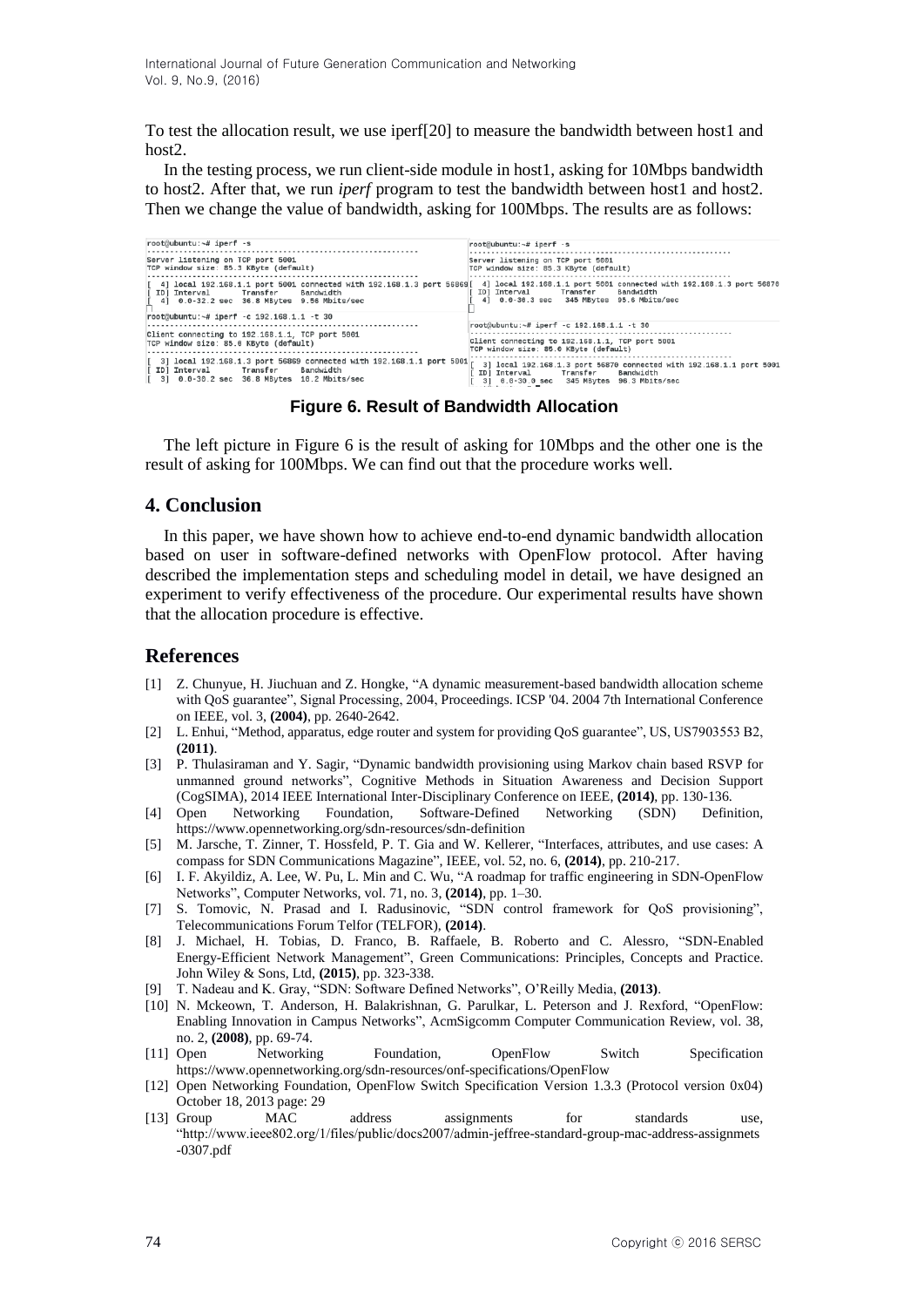To test the allocation result, we use iperf[20] to measure the bandwidth between host1 and host2.

In the testing process, we run client-side module in host1, asking for 10Mbps bandwidth to host2. After that, we run *iperf* program to test the bandwidth between host1 and host2. Then we change the value of bandwidth, asking for 100Mbps. The results are as follows:

```
root@ubuntu:~# iperf -s
------------------------------------------------------------
Server listening on TCP port 5001
TCP window size: 85.3 KByte (default)
------------------------------------------------------------
[  4] local 192.168.1.1 port 5001 connected with 192.168.1.3 port 56869
[ ID] Interval       Transfer     Bandwidth
[  4]  0.0-32.2 sec  36.8 MBytes  9.58 Mbits/sec

root@ubuntu:~# iperf -c 192.168.1.1 -t 30
------------------------------------------------------------
Client connecting to 192.168.1.1, TCP port 5001
TCP window size: 85.0 KByte (default)
------------------------------------------------------------
[  3] local 192.168.1.3 port 56869 connected with 192.168.1.1 port 5001
[ ID] Interval       Transfer     Bandwidth
[  3]  0.0-30.2 sec  36.8 MBytes  10.2 Mbits/sec
```

```
root@ubuntu:~# iperf -s
------------------------------------------------------------
Server listening on TCP port 5001
TCP window size: 85.3 KByte (default)
------------------------------------------------------------
[  4] local 192.168.1.1 port 5001 connected with 192.168.1.3 port 56870
[ ID] Interval       Transfer     Bandwidth
[  4]  0.0-30.3 sec   345 MBytes  95.6 Mbits/sec

root@ubuntu:~# iperf -c 192.168.1.1 -t 30
------------------------------------------------------------
Client connecting to 192.168.1.1, TCP port 5001
TCP window size: 85.0 KByte (default)
------------------------------------------------------------
[  3] local 192.168.1.3 port 56870 connected with 192.168.1.1 port 5001
[ ID] Interval       Transfer     Bandwidth
[  3]  0.0-30.0 sec   345 MBytes  96.3 Mbits/sec
```

**Figure 6. Result of Bandwidth Allocation**

The left picture in Figure 6 is the result of asking for 10Mbps and the other one is the result of asking for 100Mbps. We can find out that the procedure works well.

## 4. Conclusion

In this paper, we have shown how to achieve end-to-end dynamic bandwidth allocation based on user in software-defined networks with OpenFlow protocol. After having described the implementation steps and scheduling model in detail, we have designed an experiment to verify effectiveness of the procedure. Our experimental results have shown that the allocation procedure is effective.

## References

[1] Z. Chunyue, H. Jiuchuan and Z. Hongke, "A dynamic measurement-based bandwidth allocation scheme with QoS guarantee", Signal Processing, 2004, Proceedings. ICSP '04. 2004 7th International Conference on IEEE, vol. 3, **(2004)**, pp. 2640-2642.

[2] L. Enhui, "Method, apparatus, edge router and system for providing QoS guarantee", US, US7903553 B2, **(2011)**.

[3] P. Thulasiraman and Y. Sagir, "Dynamic bandwidth provisioning using Markov chain based RSVP for unmanned ground networks", Cognitive Methods in Situation Awareness and Decision Support (CogSIMA), 2014 IEEE International Inter-Disciplinary Conference on IEEE, **(2014)**, pp. 130-136.

[4] Open Networking Foundation, Software-Defined Networking (SDN) Definition, https://www.opennetworking.org/sdn-resources/sdn-definition

[5] M. Jarsche, T. Zinner, T. Hossfeld, P. T. Gia and W. Kellerer, "Interfaces, attributes, and use cases: A compass for SDN Communications Magazine", IEEE, vol. 52, no. 6, **(2014)**, pp. 210-217.

[6] I. F. Akyildiz, A. Lee, W. Pu, L. Min and C. Wu, "A roadmap for traffic engineering in SDN-OpenFlow Networks", Computer Networks, vol. 71, no. 3, **(2014)**, pp. 1–30.

[7] S. Tomovic, N. Prasad and I. Radusinovic, "SDN control framework for QoS provisioning", Telecommunications Forum Telfor (TELFOR), **(2014)**.

[8] J. Michael, H. Tobias, D. Franco, B. Raffaele, B. Roberto and C. Alessro, "SDN-Enabled Energy-Efficient Network Management", Green Communications: Principles, Concepts and Practice. John Wiley & Sons, Ltd, **(2015)**, pp. 323-338.

[9] T. Nadeau and K. Gray, "SDN: Software Defined Networks", O'Reilly Media, **(2013)**.

[10] N. Mckeown, T. Anderson, H. Balakrishnan, G. Parulkar, L. Peterson and J. Rexford, "OpenFlow: Enabling Innovation in Campus Networks", AcmSigcomm Computer Communication Review, vol. 38, no. 2, **(2008)**, pp. 69-74.

[11] Open Networking Foundation, OpenFlow Switch Specification https://www.opennetworking.org/sdn-resources/onf-specifications/OpenFlow

[12] Open Networking Foundation, OpenFlow Switch Specification Version 1.3.3 (Protocol version 0x04) October 18, 2013 page: 29

[13] Group MAC address assignments for standards use, "http://www.ieee802.org/1/files/public/docs2007/admin-jeffree-standard-group-mac-address-assignmets-0307.pdf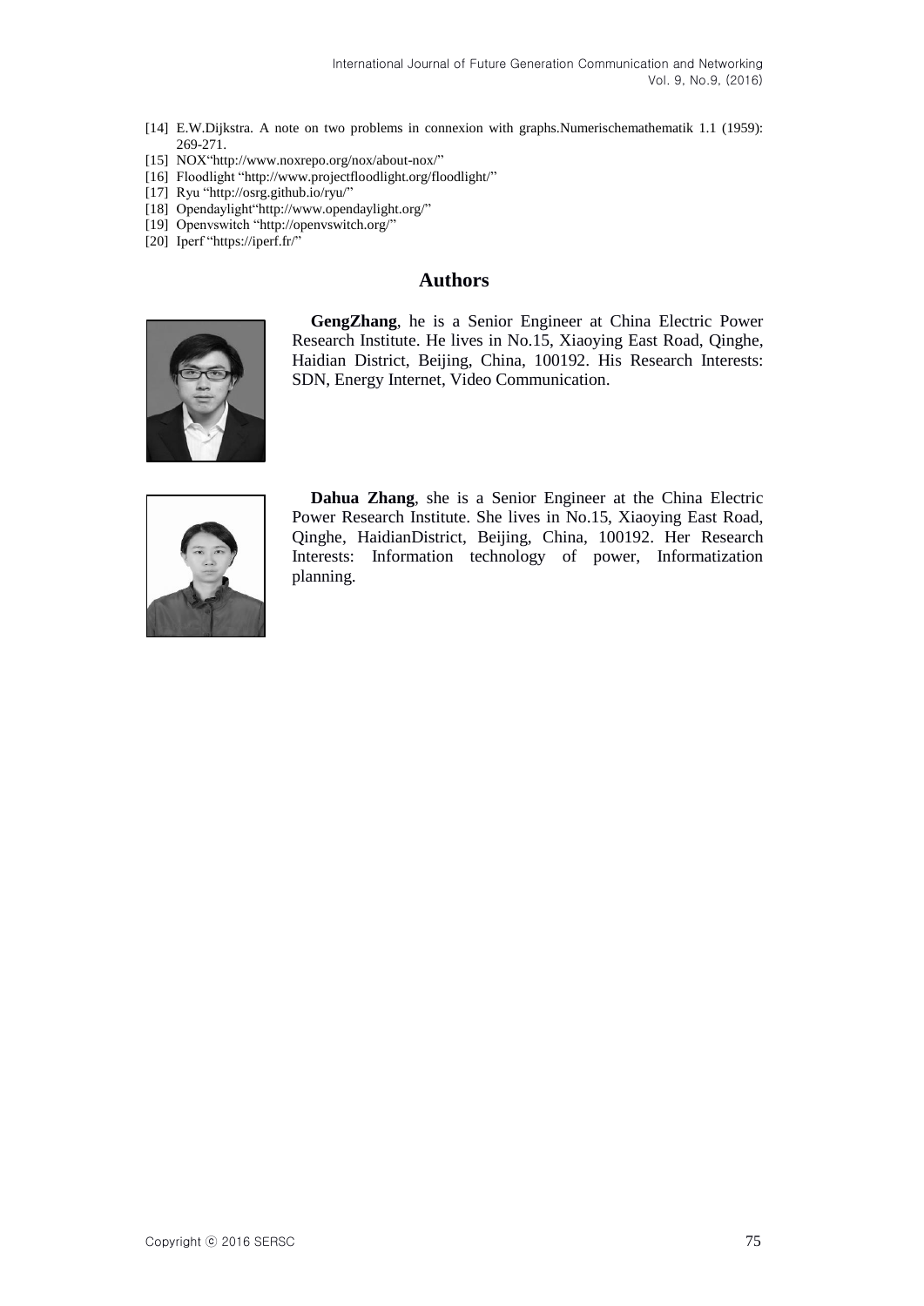[14] E.W.Dijkstra. A note on two problems in connexion with graphs.Numerischemathematik 1.1 (1959): 269-271.

[15] NOX"http://www.noxrepo.org/nox/about-nox/"

[16] Floodlight "http://www.projectfloodlight.org/floodlight/"

[17] Ryu "http://osrg.github.io/ryu/"

[18] Opendaylight"http://www.opendaylight.org/"

[19] Openvswitch "http://openvswitch.org/"

[20] Iperf "https://iperf.fr/"

## Authors

**GengZhang**, he is a Senior Engineer at China Electric Power Research Institute. He lives in No.15, Xiaoying East Road, Qinghe, Haidian District, Beijing, China, 100192. His Research Interests: SDN, Energy Internet, Video Communication.

**Dahua Zhang**, she is a Senior Engineer at the China Electric Power Research Institute. She lives in No.15, Xiaoying East Road, Qinghe, HaidianDistrict, Beijing, China, 100192. Her Research Interests: Information technology of power, Informatization planning.